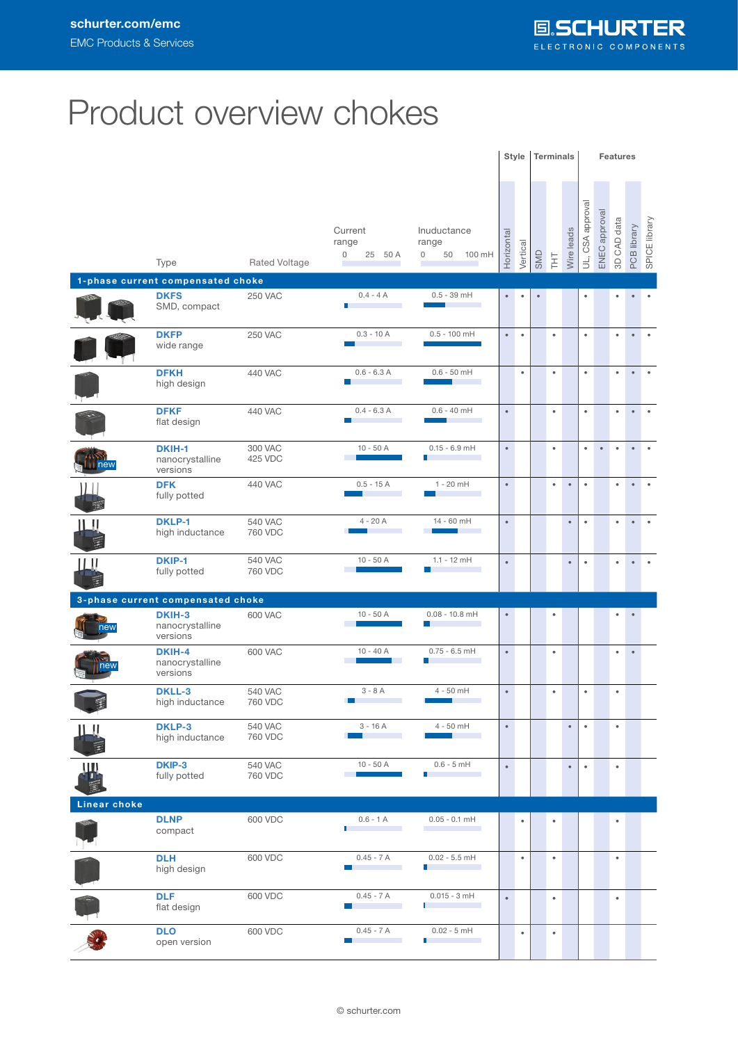# Product overview chokes

| Type | | Rated Voltage | Current range (0 – 25 – 50 A) | Inductance range (0 – 50 – 100 mH) | Style | | Terminals | | | Features | | | | |
|---|---|---|---|---|---|---|---|---|---|---|---|---|---|---|
| | | | | | Horizontal | Vertical | SMD | THT | Wire leads | UL, CSA approval | ENEC approval | 3D CAD data | PCB library | SPICE library |
| **1-phase current compensated choke** | | | | | | | | | | | | | | |
| **DKFS** | SMD, compact | 250 VAC | 0.4 - 4 A | 0.5 - 39 mH | • | • | • | | | • | | • | • | • |
| **DKFP** | wide range | 250 VAC | 0.3 - 10 A | 0.5 - 100 mH | • | • | | • | | • | | • | • | • |
| **DFKH** | high design | 440 VAC | 0.6 - 6.3 A | 0.6 - 50 mH | | • | | • | | • | | • | • | • |
| **DFKF** | flat design | 440 VAC | 0.4 - 6.3 A | 0.6 - 40 mH | • | | | • | | • | | • | • | • |
| **DKIH-1** | nanocrystalline versions | 300 VAC 425 VDC | 10 - 50 A | 0.15 - 6.9 mH | • | | | • | | • | • | • | • | • |
| **DFK** | fully potted | 440 VAC | 0.5 - 15 A | 1 - 20 mH | • | | | • | • | • | | • | • | • |
| **DKLP-1** | high inductance | 540 VAC 760 VDC | 4 - 20 A | 14 - 60 mH | • | | | | • | • | | • | • | • |
| **DKIP-1** | fully potted | 540 VAC 760 VDC | 10 - 50 A | 1.1 - 12 mH | • | | | | • | • | | • | • | • |
| **3-phase current compensated choke** | | | | | | | | | | | | | | |
| **DKIH-3** | nanocrystalline versions | 600 VAC | 10 - 50 A | 0.08 - 10.8 mH | • | | | • | | | | • | • | |
| **DKIH-4** | nanocrystalline versions | 600 VAC | 10 - 40 A | 0.75 - 6.5 mH | • | | | • | | | | • | • | |
| **DKLL-3** | high inductance | 540 VAC 760 VDC | 3 - 8 A | 4 - 50 mH | • | | | • | | • | | • | | |
| **DKLP-3** | high inductance | 540 VAC 760 VDC | 3 - 16 A | 4 - 50 mH | • | | | | • | • | | • | | |
| **DKIP-3** | fully potted | 540 VAC 760 VDC | 10 - 50 A | 0.6 - 5 mH | • | | | | • | • | | • | | |
| **Linear choke** | | | | | | | | | | | | | | |
| **DLNP** | compact | 600 VDC | 0.6 - 1 A | 0.05 - 0.1 mH | | • | | • | | | | • | | |
| **DLH** | high design | 600 VDC | 0.45 - 7 A | 0.02 - 5.5 mH | | • | | • | | | | • | | |
| **DLF** | flat design | 600 VDC | 0.45 - 7 A | 0.015 - 3 mH | • | | | • | | | | • | | |
| **DLO** | open version | 600 VDC | 0.45 - 7 A | 0.02 - 5 mH | | • | | • | | | | | | |

© schurter.com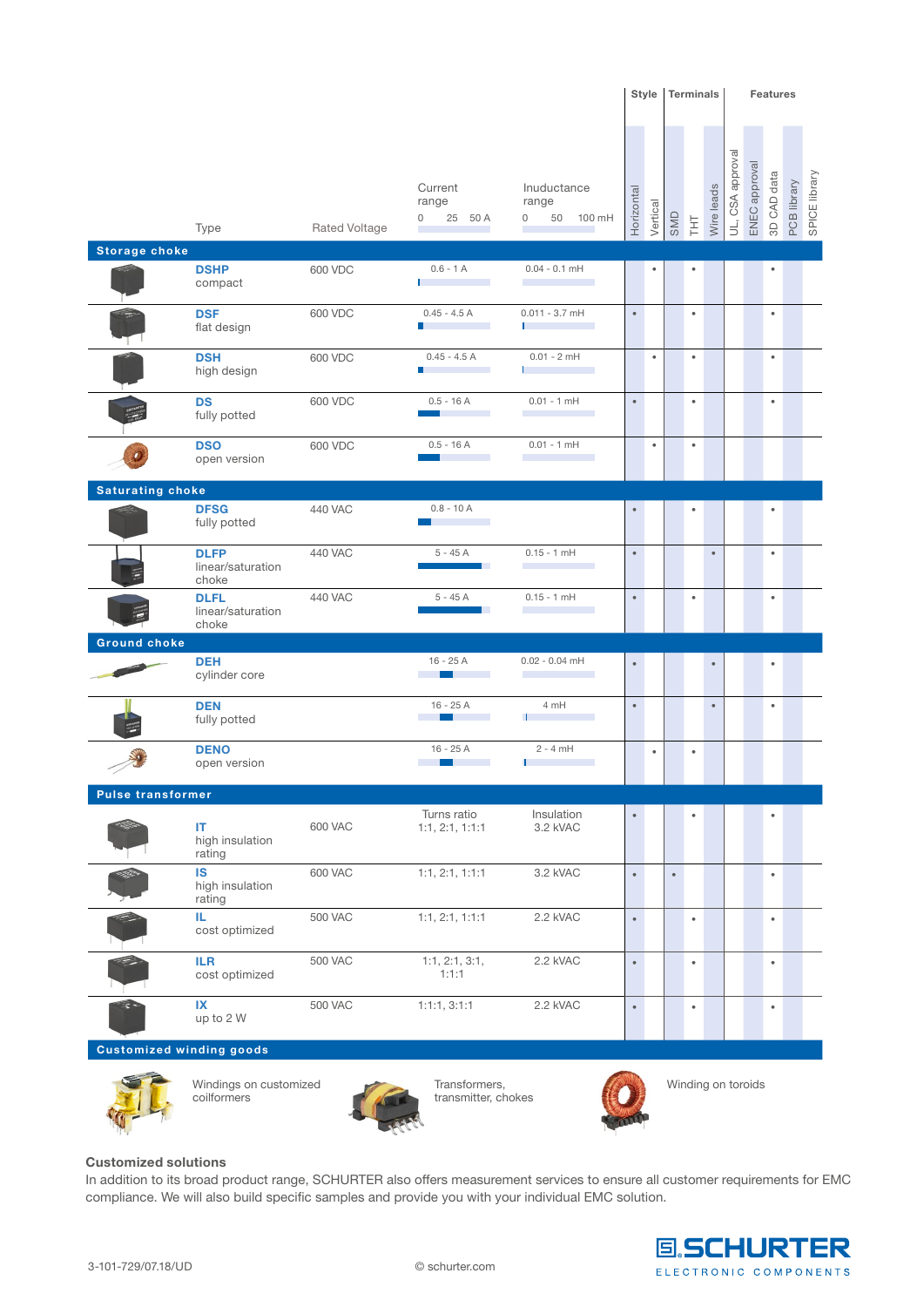| Type | | Rated Voltage | Current range (0 – 25 – 50 A) | Inductance range (0 – 50 – 100 mH) | Style: Horizontal | Style: Vertical | Terminals: SMD | Terminals: THT | Terminals: Wire leads | Features: UL, CSA approval | Features: ENEC approval | Features: 3D CAD data | Features: PCB library | Features: SPICE library |
|---|---|---|---|---|---|---|---|---|---|---|---|---|---|---|
| **Storage choke** | | | | | | | | | | | | | | |
| **DSHP** | compact | 600 VDC | 0.6 - 1 A | 0.04 - 0.1 mH | | • | | • | | | | • | | |
| **DSF** | flat design | 600 VDC | 0.45 - 4.5 A | 0.011 - 3.7 mH | • | | | • | | | | • | | |
| **DSH** | high design | 600 VDC | 0.45 - 4.5 A | 0.01 - 2 mH | | • | | • | | | | • | | |
| **DS** | fully potted | 600 VDC | 0.5 - 16 A | 0.01 - 1 mH | • | | | • | | | | • | | |
| **DSO** | open version | 600 VDC | 0.5 - 16 A | 0.01 - 1 mH | | • | | • | | | | | | |
| **Saturating choke** | | | | | | | | | | | | | | |
| **DFSG** | fully potted | 440 VAC | 0.8 - 10 A | | • | | | • | | | | • | | |
| **DLFP** | linear/saturation choke | 440 VAC | 5 - 45 A | 0.15 - 1 mH | • | | | | • | | | • | | |
| **DLFL** | linear/saturation choke | 440 VAC | 5 - 45 A | 0.15 - 1 mH | • | | | • | | | | • | | |
| **Ground choke** | | | | | | | | | | | | | | |
| **DEH** | cylinder core | | 16 - 25 A | 0.02 - 0.04 mH | • | | | | • | | | • | | |
| **DEN** | fully potted | | 16 - 25 A | 4 mH | • | | | | • | | | • | | |
| **DENO** | open version | | 16 - 25 A | 2 - 4 mH | | • | | • | | | | | | |
| **Pulse transformer** | | | Turns ratio | Insulation | | | | | | | | | | |
| **IT** | high insulation rating | 600 VAC | 1:1, 2:1, 1:1:1 | 3.2 kVAC | • | | | • | | | | • | | |
| **IS** | high insulation rating | 600 VAC | 1:1, 2:1, 1:1:1 | 3.2 kVAC | • | | • | | | | | • | | |
| **IL** | cost optimized | 500 VAC | 1:1, 2:1, 1:1:1 | 2.2 kVAC | • | | | • | | | | • | | |
| **ILR** | cost optimized | 500 VAC | 1:1, 2:1, 3:1, 1:1:1 | 2.2 kVAC | • | | | • | | | | • | | |
| **IX** | up to 2 W | 500 VAC | 1:1:1, 3:1:1 | 2.2 kVAC | • | | | • | | | | • | | |

## Customized winding goods

Windings on customized coilformers

Transformers, transmitter, chokes

Winding on toroids

**Customized solutions**

In addition to its broad product range, SCHURTER also offers measurement services to ensure all customer requirements for EMC compliance. We will also build specific samples and provide you with your individual EMC solution.

3-101-729/07.18/UD

© schurter.com

SCHURTER ELECTRONIC COMPONENTS